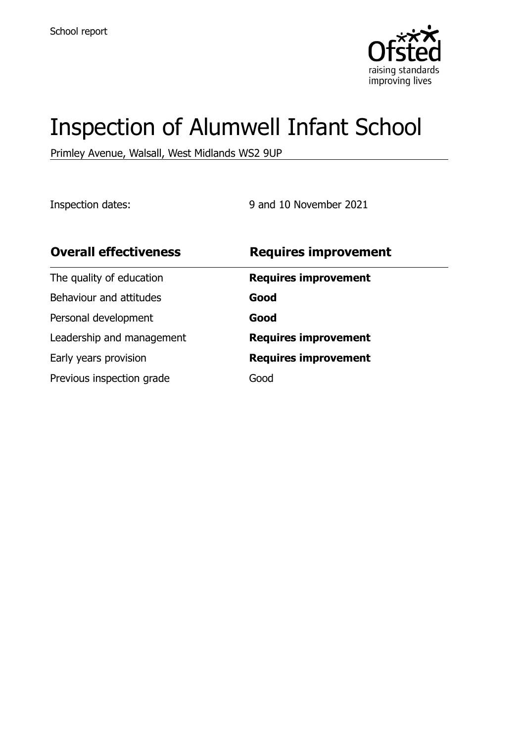School report

# Inspection of Alumwell Infant School

Primley Avenue, Walsall, West Midlands WS2 9UP

Inspection dates: 9 and 10 November 2021

| Overall effectiveness | Requires improvement |
| --- | --- |
| The quality of education | **Requires improvement** |
| Behaviour and attitudes | **Good** |
| Personal development | **Good** |
| Leadership and management | **Requires improvement** |
| Early years provision | **Requires improvement** |
| Previous inspection grade | Good |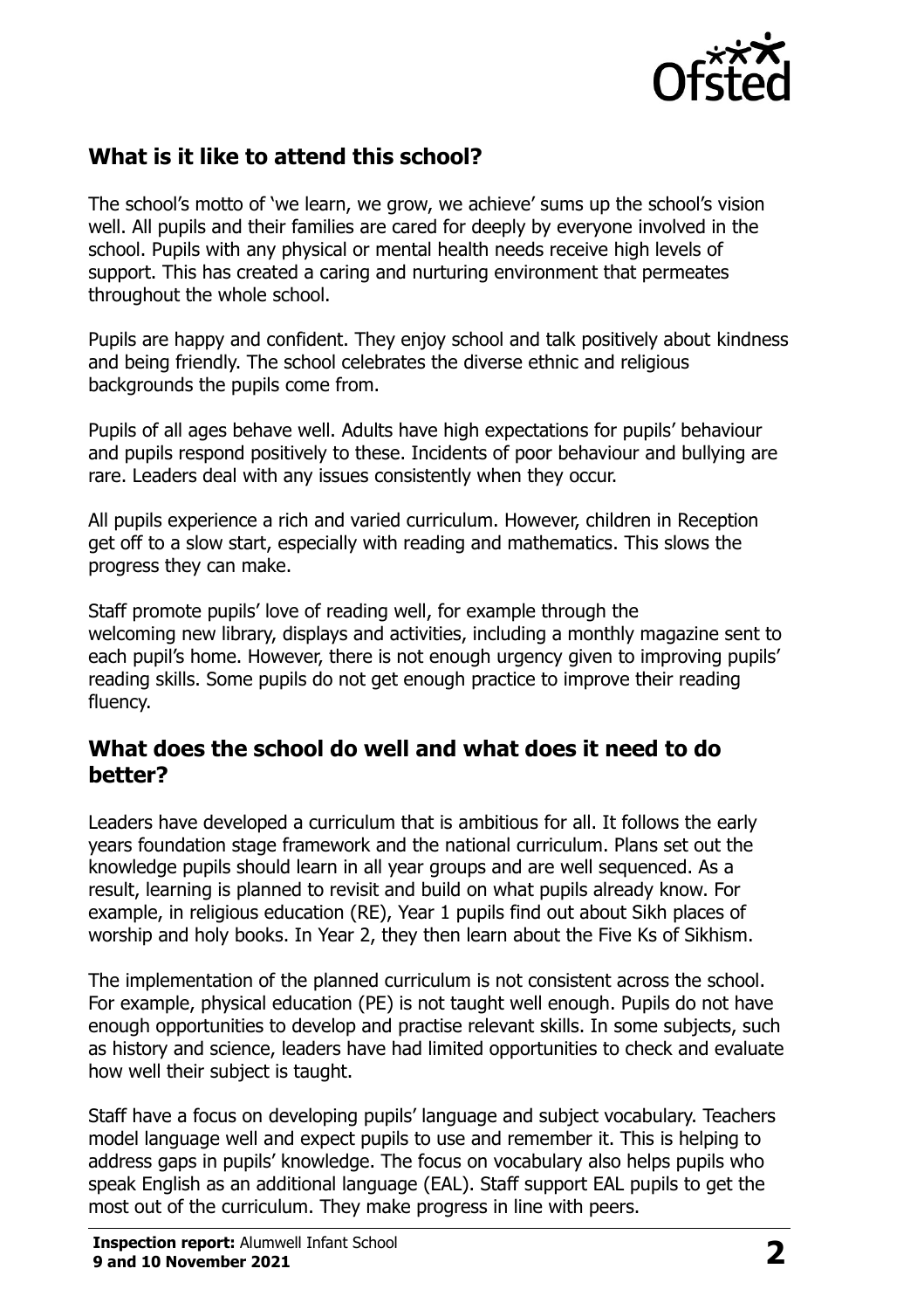## What is it like to attend this school?

The school's motto of 'we learn, we grow, we achieve' sums up the school's vision well. All pupils and their families are cared for deeply by everyone involved in the school. Pupils with any physical or mental health needs receive high levels of support. This has created a caring and nurturing environment that permeates throughout the whole school.

Pupils are happy and confident. They enjoy school and talk positively about kindness and being friendly. The school celebrates the diverse ethnic and religious backgrounds the pupils come from.

Pupils of all ages behave well. Adults have high expectations for pupils' behaviour and pupils respond positively to these. Incidents of poor behaviour and bullying are rare. Leaders deal with any issues consistently when they occur.

All pupils experience a rich and varied curriculum. However, children in Reception get off to a slow start, especially with reading and mathematics. This slows the progress they can make.

Staff promote pupils' love of reading well, for example through the welcoming new library, displays and activities, including a monthly magazine sent to each pupil's home. However, there is not enough urgency given to improving pupils' reading skills. Some pupils do not get enough practice to improve their reading fluency.

## What does the school do well and what does it need to do better?

Leaders have developed a curriculum that is ambitious for all. It follows the early years foundation stage framework and the national curriculum. Plans set out the knowledge pupils should learn in all year groups and are well sequenced. As a result, learning is planned to revisit and build on what pupils already know. For example, in religious education (RE), Year 1 pupils find out about Sikh places of worship and holy books. In Year 2, they then learn about the Five Ks of Sikhism.

The implementation of the planned curriculum is not consistent across the school. For example, physical education (PE) is not taught well enough. Pupils do not have enough opportunities to develop and practise relevant skills. In some subjects, such as history and science, leaders have had limited opportunities to check and evaluate how well their subject is taught.

Staff have a focus on developing pupils' language and subject vocabulary. Teachers model language well and expect pupils to use and remember it. This is helping to address gaps in pupils' knowledge. The focus on vocabulary also helps pupils who speak English as an additional language (EAL). Staff support EAL pupils to get the most out of the curriculum. They make progress in line with peers.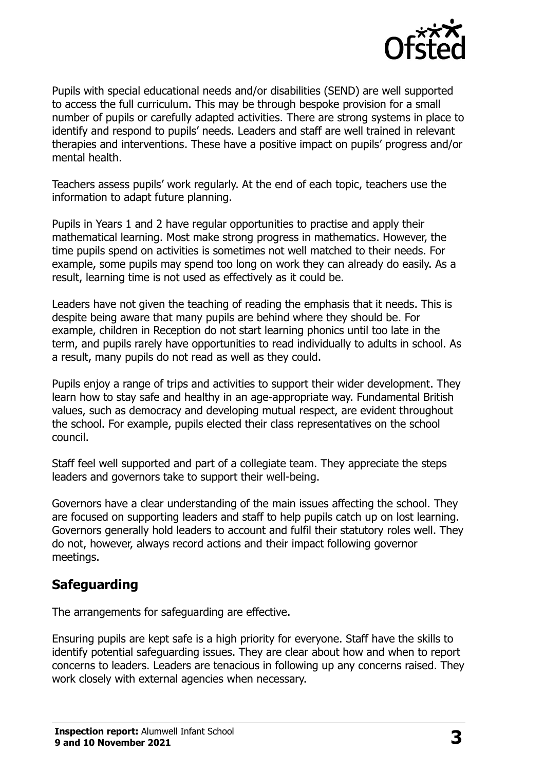Pupils with special educational needs and/or disabilities (SEND) are well supported to access the full curriculum. This may be through bespoke provision for a small number of pupils or carefully adapted activities. There are strong systems in place to identify and respond to pupils' needs. Leaders and staff are well trained in relevant therapies and interventions. These have a positive impact on pupils' progress and/or mental health.

Teachers assess pupils' work regularly. At the end of each topic, teachers use the information to adapt future planning.

Pupils in Years 1 and 2 have regular opportunities to practise and apply their mathematical learning. Most make strong progress in mathematics. However, the time pupils spend on activities is sometimes not well matched to their needs. For example, some pupils may spend too long on work they can already do easily. As a result, learning time is not used as effectively as it could be.

Leaders have not given the teaching of reading the emphasis that it needs. This is despite being aware that many pupils are behind where they should be. For example, children in Reception do not start learning phonics until too late in the term, and pupils rarely have opportunities to read individually to adults in school. As a result, many pupils do not read as well as they could.

Pupils enjoy a range of trips and activities to support their wider development. They learn how to stay safe and healthy in an age-appropriate way. Fundamental British values, such as democracy and developing mutual respect, are evident throughout the school. For example, pupils elected their class representatives on the school council.

Staff feel well supported and part of a collegiate team. They appreciate the steps leaders and governors take to support their well-being.

Governors have a clear understanding of the main issues affecting the school. They are focused on supporting leaders and staff to help pupils catch up on lost learning. Governors generally hold leaders to account and fulfil their statutory roles well. They do not, however, always record actions and their impact following governor meetings.

## Safeguarding

The arrangements for safeguarding are effective.

Ensuring pupils are kept safe is a high priority for everyone. Staff have the skills to identify potential safeguarding issues. They are clear about how and when to report concerns to leaders. Leaders are tenacious in following up any concerns raised. They work closely with external agencies when necessary.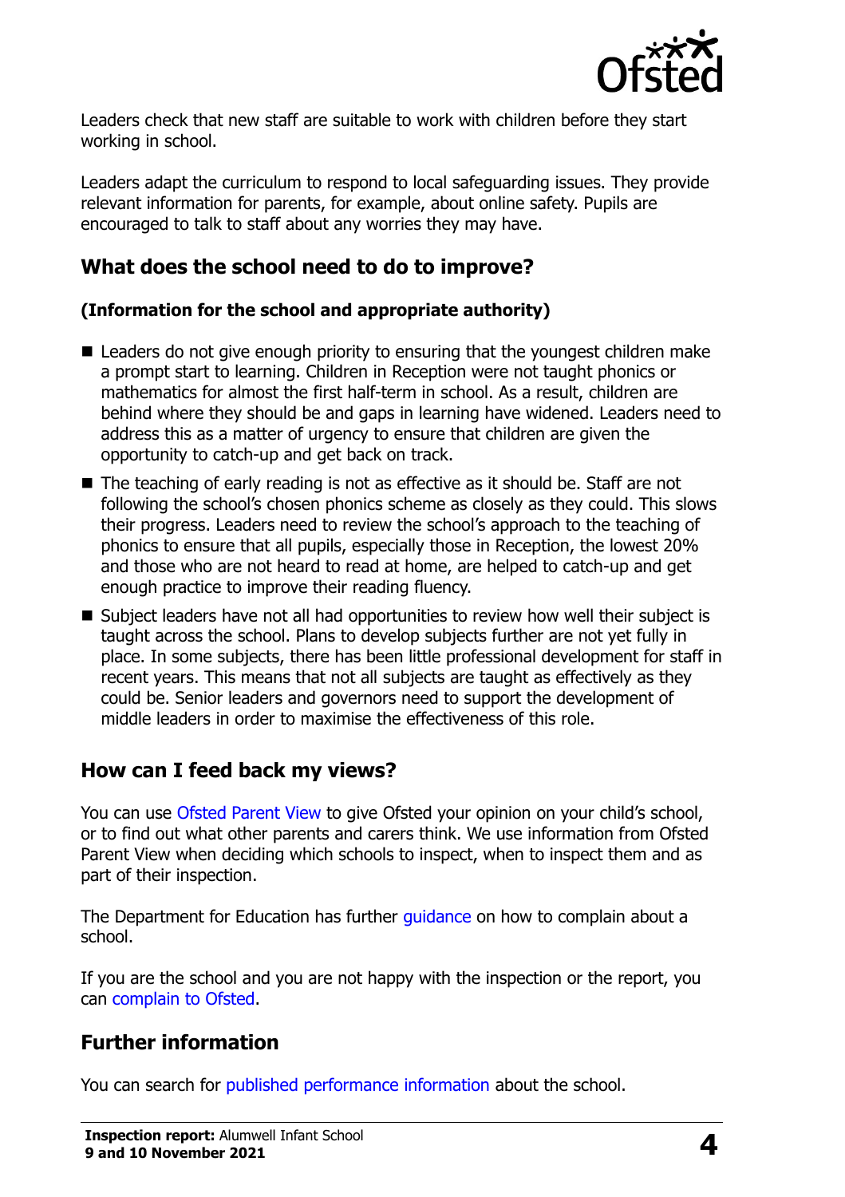Leaders check that new staff are suitable to work with children before they start working in school.

Leaders adapt the curriculum to respond to local safeguarding issues. They provide relevant information for parents, for example, about online safety. Pupils are encouraged to talk to staff about any worries they may have.

## What does the school need to do to improve?

**(Information for the school and appropriate authority)**

- Leaders do not give enough priority to ensuring that the youngest children make a prompt start to learning. Children in Reception were not taught phonics or mathematics for almost the first half-term in school. As a result, children are behind where they should be and gaps in learning have widened. Leaders need to address this as a matter of urgency to ensure that children are given the opportunity to catch-up and get back on track.
- The teaching of early reading is not as effective as it should be. Staff are not following the school's chosen phonics scheme as closely as they could. This slows their progress. Leaders need to review the school's approach to the teaching of phonics to ensure that all pupils, especially those in Reception, the lowest 20% and those who are not heard to read at home, are helped to catch-up and get enough practice to improve their reading fluency.
- Subject leaders have not all had opportunities to review how well their subject is taught across the school. Plans to develop subjects further are not yet fully in place. In some subjects, there has been little professional development for staff in recent years. This means that not all subjects are taught as effectively as they could be. Senior leaders and governors need to support the development of middle leaders in order to maximise the effectiveness of this role.

## How can I feed back my views?

You can use Ofsted Parent View to give Ofsted your opinion on your child's school, or to find out what other parents and carers think. We use information from Ofsted Parent View when deciding which schools to inspect, when to inspect them and as part of their inspection.

The Department for Education has further guidance on how to complain about a school.

If you are the school and you are not happy with the inspection or the report, you can complain to Ofsted.

## Further information

You can search for published performance information about the school.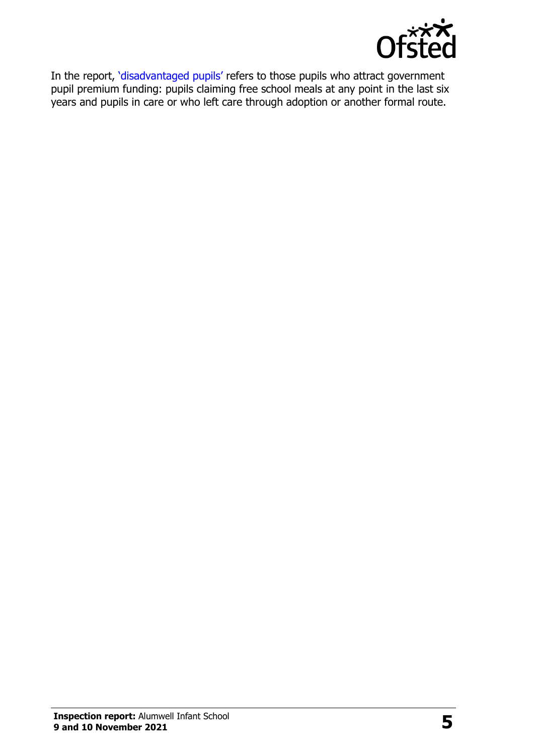In the report, 'disadvantaged pupils' refers to those pupils who attract government pupil premium funding: pupils claiming free school meals at any point in the last six years and pupils in care or who left care through adoption or another formal route.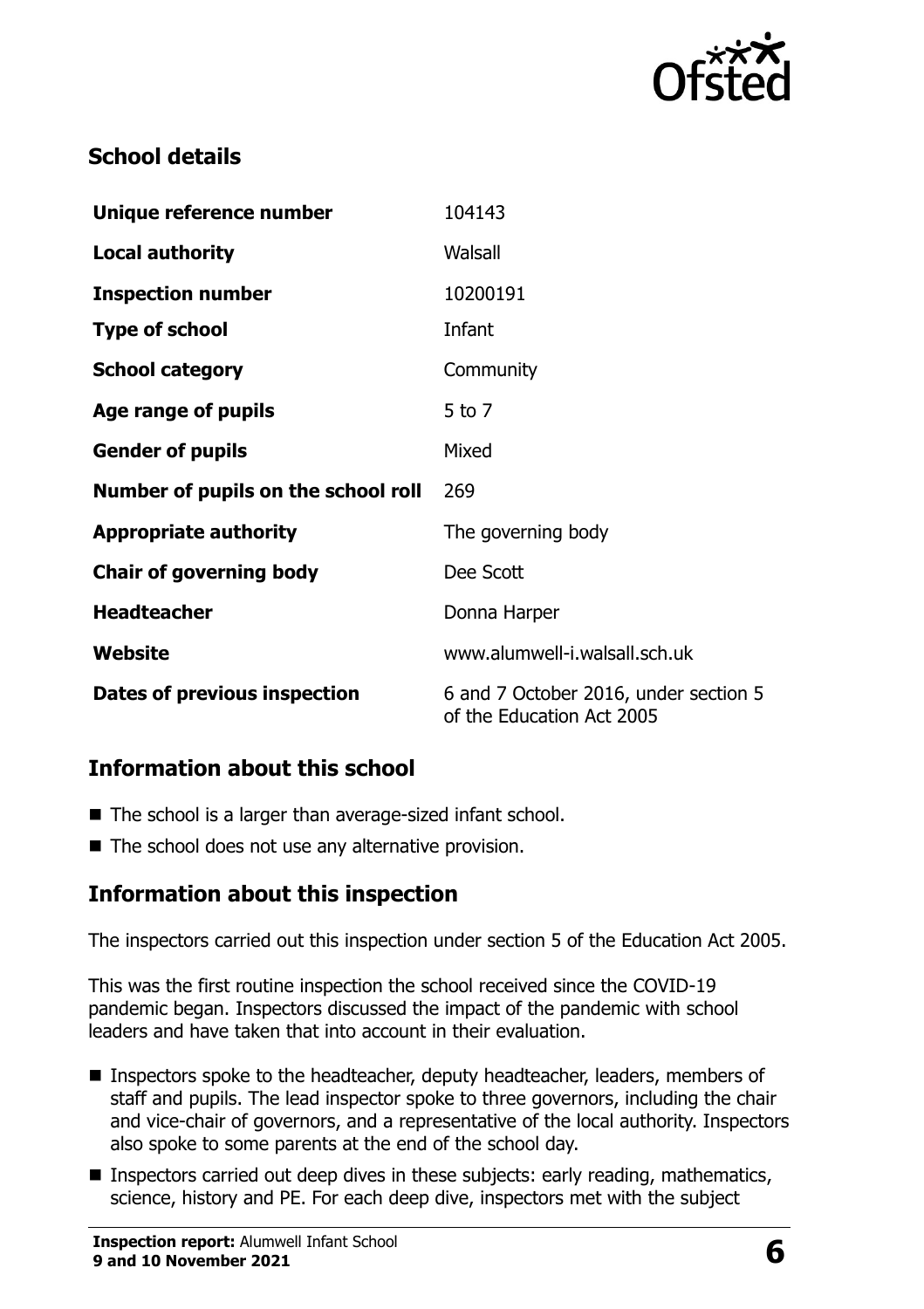## School details

| | |
|---|---|
| **Unique reference number** | 104143 |
| **Local authority** | Walsall |
| **Inspection number** | 10200191 |
| **Type of school** | Infant |
| **School category** | Community |
| **Age range of pupils** | 5 to 7 |
| **Gender of pupils** | Mixed |
| **Number of pupils on the school roll** | 269 |
| **Appropriate authority** | The governing body |
| **Chair of governing body** | Dee Scott |
| **Headteacher** | Donna Harper |
| **Website** | www.alumwell-i.walsall.sch.uk |
| **Dates of previous inspection** | 6 and 7 October 2016, under section 5 of the Education Act 2005 |

## Information about this school

- The school is a larger than average-sized infant school.
- The school does not use any alternative provision.

## Information about this inspection

The inspectors carried out this inspection under section 5 of the Education Act 2005.

This was the first routine inspection the school received since the COVID-19 pandemic began. Inspectors discussed the impact of the pandemic with school leaders and have taken that into account in their evaluation.

- Inspectors spoke to the headteacher, deputy headteacher, leaders, members of staff and pupils. The lead inspector spoke to three governors, including the chair and vice-chair of governors, and a representative of the local authority. Inspectors also spoke to some parents at the end of the school day.
- Inspectors carried out deep dives in these subjects: early reading, mathematics, science, history and PE. For each deep dive, inspectors met with the subject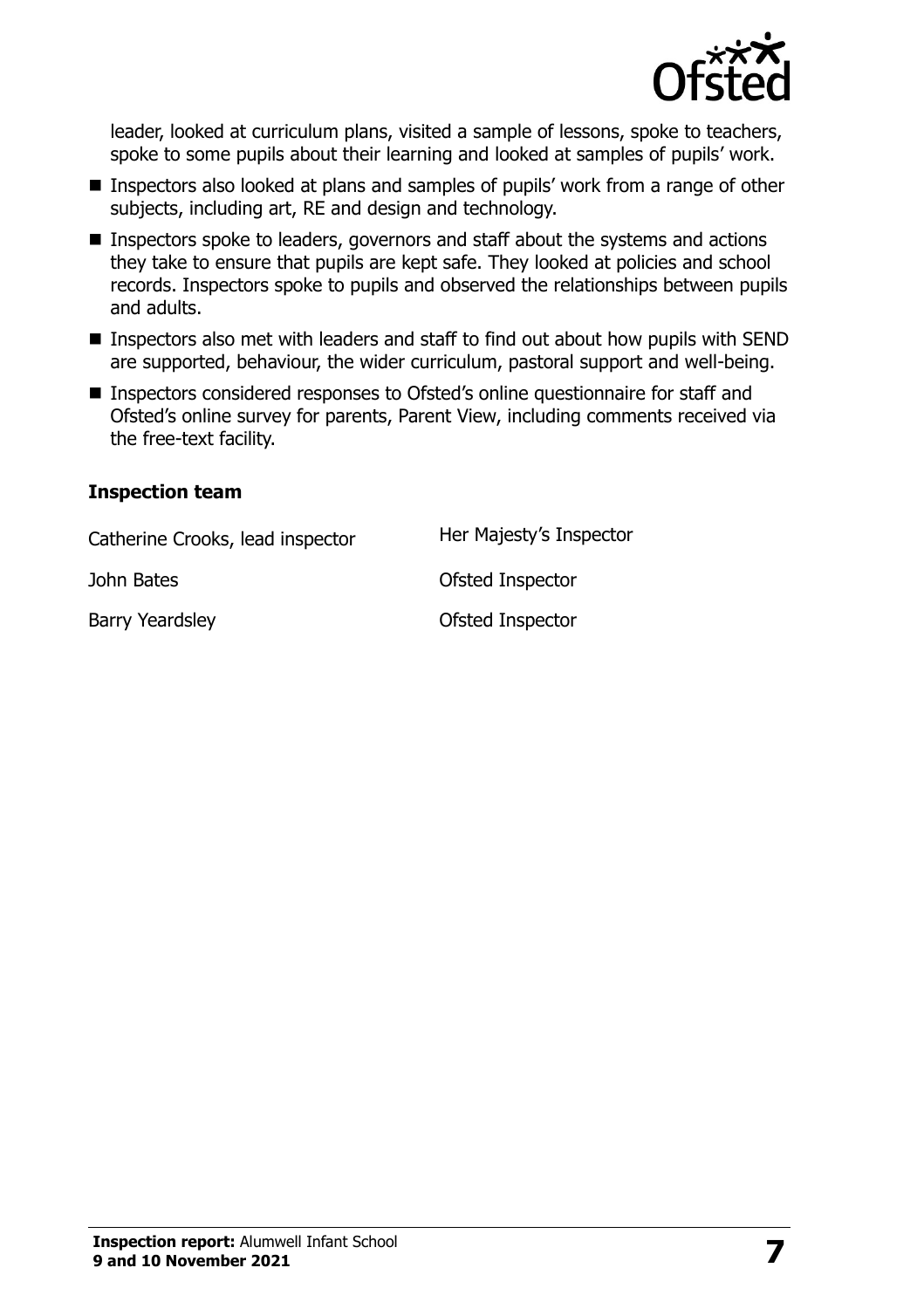leader, looked at curriculum plans, visited a sample of lessons, spoke to teachers, spoke to some pupils about their learning and looked at samples of pupils' work.

- Inspectors also looked at plans and samples of pupils' work from a range of other subjects, including art, RE and design and technology.
- Inspectors spoke to leaders, governors and staff about the systems and actions they take to ensure that pupils are kept safe. They looked at policies and school records. Inspectors spoke to pupils and observed the relationships between pupils and adults.
- Inspectors also met with leaders and staff to find out about how pupils with SEND are supported, behaviour, the wider curriculum, pastoral support and well-being.
- Inspectors considered responses to Ofsted's online questionnaire for staff and Ofsted's online survey for parents, Parent View, including comments received via the free-text facility.

### Inspection team

| | |
|---|---|
| Catherine Crooks, lead inspector | Her Majesty's Inspector |
| John Bates | Ofsted Inspector |
| Barry Yeardsley | Ofsted Inspector |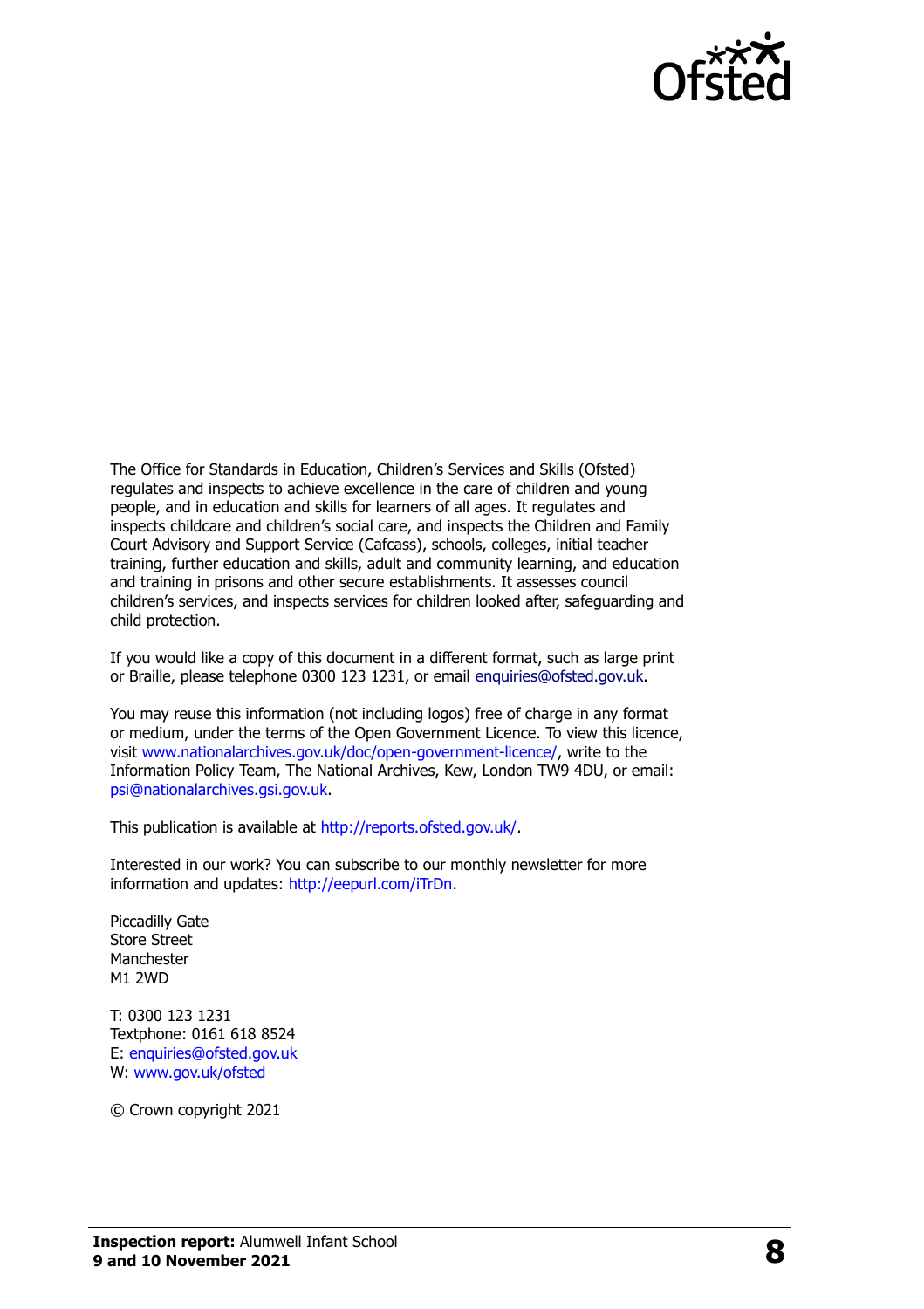The Office for Standards in Education, Children's Services and Skills (Ofsted) regulates and inspects to achieve excellence in the care of children and young people, and in education and skills for learners of all ages. It regulates and inspects childcare and children's social care, and inspects the Children and Family Court Advisory and Support Service (Cafcass), schools, colleges, initial teacher training, further education and skills, adult and community learning, and education and training in prisons and other secure establishments. It assesses council children's services, and inspects services for children looked after, safeguarding and child protection.

If you would like a copy of this document in a different format, such as large print or Braille, please telephone 0300 123 1231, or email enquiries@ofsted.gov.uk.

You may reuse this information (not including logos) free of charge in any format or medium, under the terms of the Open Government Licence. To view this licence, visit www.nationalarchives.gov.uk/doc/open-government-licence/, write to the Information Policy Team, The National Archives, Kew, London TW9 4DU, or email: psi@nationalarchives.gsi.gov.uk.

This publication is available at http://reports.ofsted.gov.uk/.

Interested in our work? You can subscribe to our monthly newsletter for more information and updates: http://eepurl.com/iTrDn.

Piccadilly Gate
Store Street
Manchester
M1 2WD

T: 0300 123 1231
Textphone: 0161 618 8524
E: enquiries@ofsted.gov.uk
W: www.gov.uk/ofsted

© Crown copyright 2021